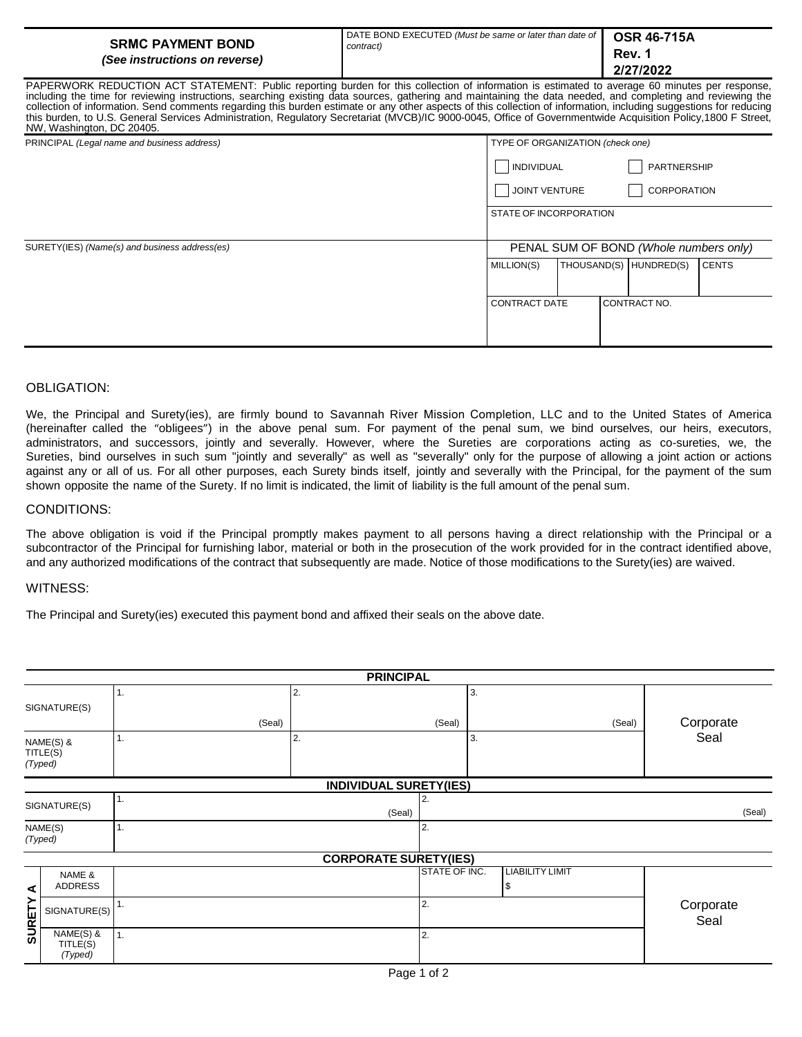| **SRMC PAYMENT BOND** *(See instructions on reverse)* | DATE BOND EXECUTED *(Must be same or later than date of contract)* | **OSR 46-715A Rev. 1 2/27/2022** |
|---|---|---|

PAPERWORK REDUCTION ACT STATEMENT: Public reporting burden for this collection of information is estimated to average 60 minutes per response, including the time for reviewing instructions, searching existing data sources, gathering and maintaining the data needed, and completing and reviewing the collection of information. Send comments regarding this burden estimate or any other aspects of this collection of information, including suggestions for reducing this burden, to U.S. General Services Administration, Regulatory Secretariat (MVCB)/IC 9000-0045, Office of Governmentwide Acquisition Policy,1800 F Street, NW, Washington, DC 20405.

| PRINCIPAL *(Legal name and business address)* | TYPE OF ORGANIZATION *(check one)* | | | |
|---|---|---|---|---|
| | ☐ INDIVIDUAL | | ☐ PARTNERSHIP | |
| | ☐ JOINT VENTURE | | ☐ CORPORATION | |
| | STATE OF INCORPORATION | | | |
| **SURETY(IES)** *(Name(s) and business address(es)* | PENAL SUM OF BOND *(Whole numbers only)* | | | |
| | MILLION(S) | THOUSAND(S) | HUNDRED(S) | CENTS |
| | | | | |
| | CONTRACT DATE | | CONTRACT NO. | |
| | | | | |

## OBLIGATION:

We, the Principal and Surety(ies), are firmly bound to Savannah River Mission Completion, LLC and to the United States of America (hereinafter called the "obligees") in the above penal sum. For payment of the penal sum, we bind ourselves, our heirs, executors, administrators, and successors, jointly and severally. However, where the Sureties are corporations acting as co-sureties, we, the Sureties, bind ourselves in such sum "jointly and severally" as well as "severally" only for the purpose of allowing a joint action or actions against any or all of us. For all other purposes, each Surety binds itself, jointly and severally with the Principal, for the payment of the sum shown opposite the name of the Surety. If no limit is indicated, the limit of liability is the full amount of the penal sum.

## CONDITIONS:

The above obligation is void if the Principal promptly makes payment to all persons having a direct relationship with the Principal or a subcontractor of the Principal for furnishing labor, material or both in the prosecution of the work provided for in the contract identified above, and any authorized modifications of the contract that subsequently are made. Notice of those modifications to the Surety(ies) are waived.

## WITNESS:

The Principal and Surety(ies) executed this payment bond and affixed their seals on the above date.

| **PRINCIPAL** | | | | |
|---|---|---|---|---|
| SIGNATURE(S) | 1. (Seal) | 2. (Seal) | 3. (Seal) | Corporate Seal |
| NAME(S) & TITLE(S) *(Typed)* | 1. | 2. | 3. | |

| **INDIVIDUAL SURETY(IES)** | | |
|---|---|---|
| SIGNATURE(S) | 1. (Seal) | 2. (Seal) |
| NAME(S) *(Typed)* | 1. | 2. |

| **CORPORATE SURETY(IES)** | | | | | |
|---|---|---|---|---|---|
| SURETY A | NAME & ADDRESS | | STATE OF INC. | LIABILITY LIMIT $ | Corporate Seal |
| | SIGNATURE(S) | 1. | 2. | | |
| | NAME(S) & TITLE(S) *(Typed)* | 1. | 2. | | |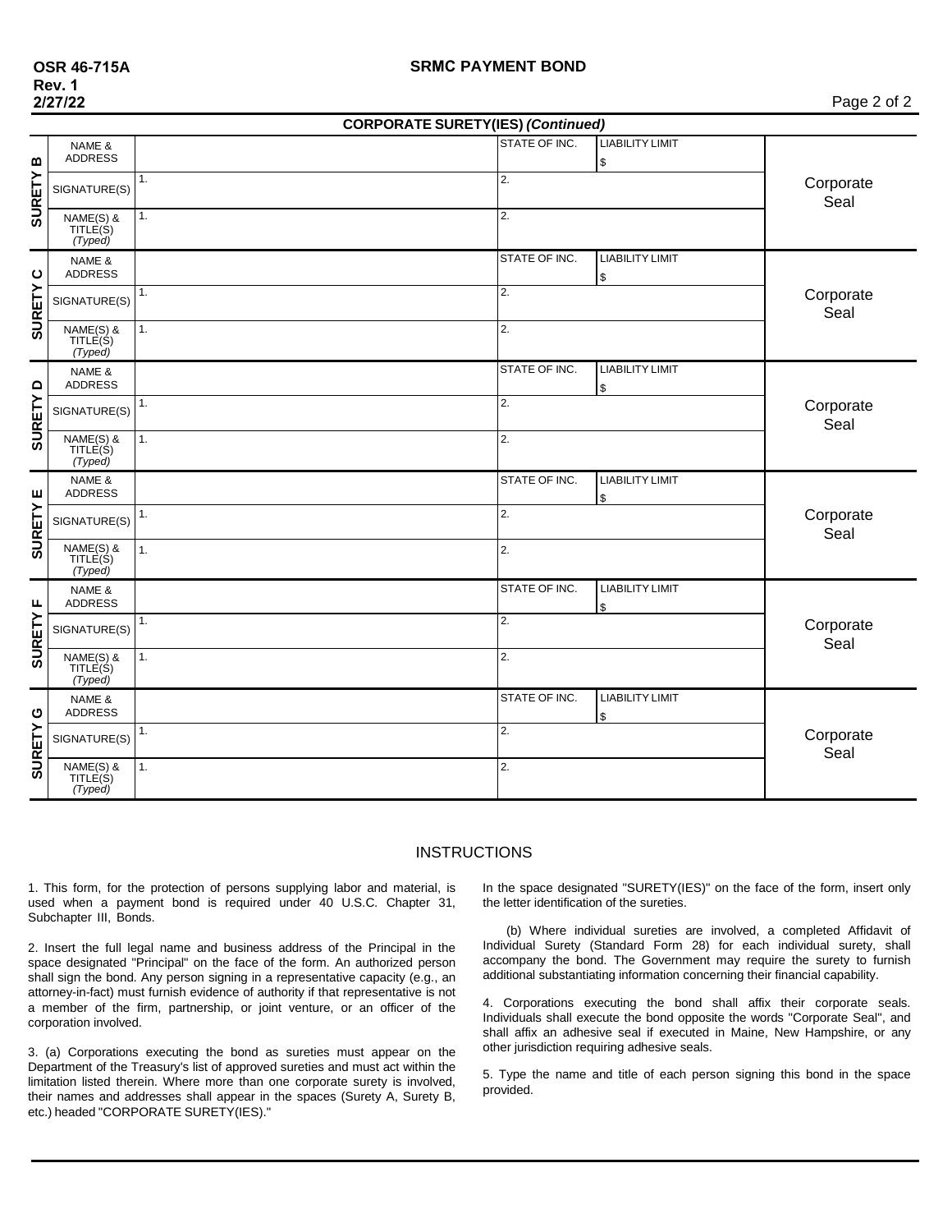OSR 46-715A
Rev. 1
2/27/22

## SRMC PAYMENT BOND

### CORPORATE SURETY(IES) *(Continued)*

| | | | | | |
|---|---|---|---|---|---|
| **SURETY B** | NAME & ADDRESS | | STATE OF INC. | LIABILITY LIMIT $ | Corporate Seal |
| | SIGNATURE(S) | 1. | 2. | | |
| | NAME(S) & TITLE(S) *(Typed)* | 1. | 2. | | |
| **SURETY C** | NAME & ADDRESS | | STATE OF INC. | LIABILITY LIMIT $ | Corporate Seal |
| | SIGNATURE(S) | 1. | 2. | | |
| | NAME(S) & TITLE(S) *(Typed)* | 1. | 2. | | |
| **SURETY D** | NAME & ADDRESS | | STATE OF INC. | LIABILITY LIMIT $ | Corporate Seal |
| | SIGNATURE(S) | 1. | 2. | | |
| | NAME(S) & TITLE(S) *(Typed)* | 1. | 2. | | |
| **SURETY E** | NAME & ADDRESS | | STATE OF INC. | LIABILITY LIMIT $ | Corporate Seal |
| | SIGNATURE(S) | 1. | 2. | | |
| | NAME(S) & TITLE(S) *(Typed)* | 1. | 2. | | |
| **SURETY F** | NAME & ADDRESS | | STATE OF INC. | LIABILITY LIMIT $ | Corporate Seal |
| | SIGNATURE(S) | 1. | 2. | | |
| | NAME(S) & TITLE(S) *(Typed)* | 1. | 2. | | |
| **SURETY G** | NAME & ADDRESS | | STATE OF INC. | LIABILITY LIMIT $ | Corporate Seal |
| | SIGNATURE(S) | 1. | 2. | | |
| | NAME(S) & TITLE(S) *(Typed)* | 1. | 2. | | |

### INSTRUCTIONS

1. This form, for the protection of persons supplying labor and material, is used when a payment bond is required under 40 U.S.C. Chapter 31, Subchapter III, Bonds.

2. Insert the full legal name and business address of the Principal in the space designated "Principal" on the face of the form. An authorized person shall sign the bond. Any person signing in a representative capacity (e.g., an attorney-in-fact) must furnish evidence of authority if that representative is not a member of the firm, partnership, or joint venture, or an officer of the corporation involved.

3. (a) Corporations executing the bond as sureties must appear on the Department of the Treasury's list of approved sureties and must act within the limitation listed therein. Where more than one corporate surety is involved, their names and addresses shall appear in the spaces (Surety A, Surety B, etc.) headed "CORPORATE SURETY(IES)." In the space designated "SURETY(IES)" on the face of the form, insert only the letter identification of the sureties.

(b) Where individual sureties are involved, a completed Affidavit of Individual Surety (Standard Form 28) for each individual surety, shall accompany the bond. The Government may require the surety to furnish additional substantiating information concerning their financial capability.

4. Corporations executing the bond shall affix their corporate seals. Individuals shall execute the bond opposite the words "Corporate Seal", and shall affix an adhesive seal if executed in Maine, New Hampshire, or any other jurisdiction requiring adhesive seals.

5. Type the name and title of each person signing this bond in the space provided.